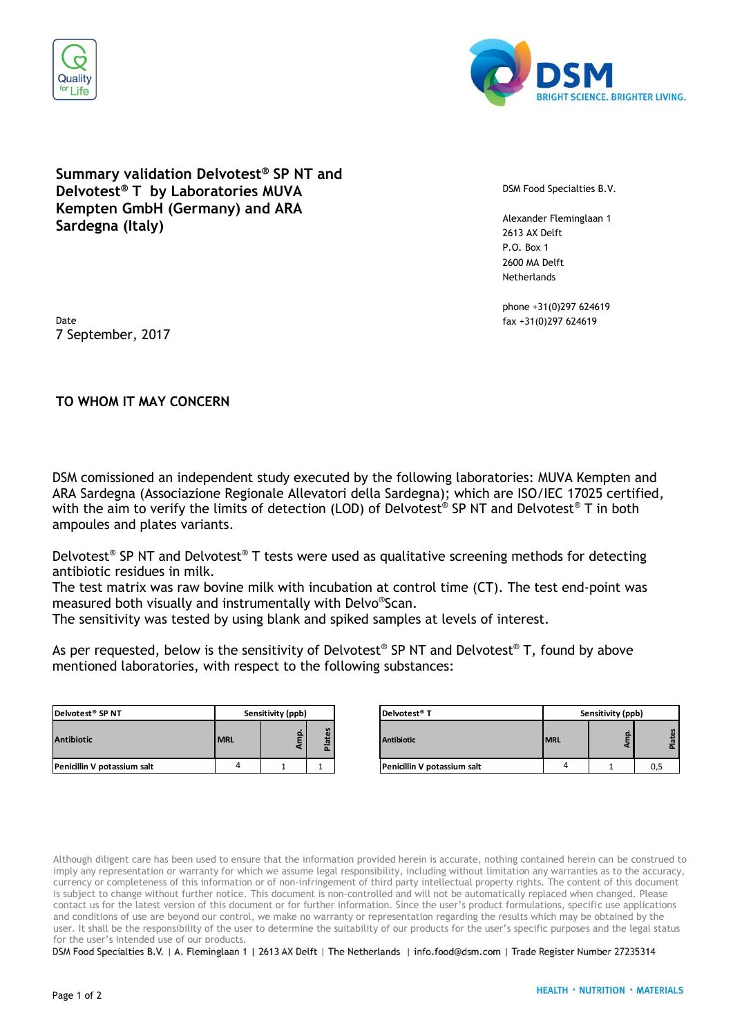**Summary validation Delvotest® SP NT and Delvotest® T by Laboratories MUVA Kempten GmbH (Germany) and ARA Sardegna (Italy)**

DSM Food Specialties B.V.

Alexander Fleminglaan 1
2613 AX Delft
P.O. Box 1
2600 MA Delft
Netherlands

phone +31(0)297 624619
fax +31(0)297 624619

Date
7 September, 2017

**TO WHOM IT MAY CONCERN**

DSM comissioned an independent study executed by the following laboratories: MUVA Kempten and ARA Sardegna (Associazione Regionale Allevatori della Sardegna); which are ISO/IEC 17025 certified, with the aim to verify the limits of detection (LOD) of Delvotest® SP NT and Delvotest® T in both ampoules and plates variants.

Delvotest® SP NT and Delvotest® T tests were used as qualitative screening methods for detecting antibiotic residues in milk.
The test matrix was raw bovine milk with incubation at control time (CT). The test end-point was measured both visually and instrumentally with Delvo®Scan.
The sensitivity was tested by using blank and spiked samples at levels of interest.

As per requested, below is the sensitivity of Delvotest® SP NT and Delvotest® T, found by above mentioned laboratories, with respect to the following substances:

| Delvotest® SP NT | Sensitivity (ppb) | | |
|---|---|---|---|
| Antibiotic | MRL | Amp. | Plates |
| Penicillin V potassium salt | 4 | 1 | 1 |

| Delvotest® T | Sensitivity (ppb) | | |
|---|---|---|---|
| Antibiotic | MRL | Amp. | Plates |
| Penicillin V potassium salt | 4 | 1 | 0,5 |

Although diligent care has been used to ensure that the information provided herein is accurate, nothing contained herein can be construed to imply any representation or warranty for which we assume legal responsibility, including without limitation any warranties as to the accuracy, currency or completeness of this information or of non-infringement of third party intellectual property rights. The content of this document is subject to change without further notice. This document is non-controlled and will not be automatically replaced when changed. Please contact us for the latest version of this document or for further information. Since the user's product formulations, specific use applications and conditions of use are beyond our control, we make no warranty or representation regarding the results which may be obtained by the user. It shall be the responsibility of the user to determine the suitability of our products for the user's specific purposes and the legal status for the user's intended use of our products.

DSM Food Specialties B.V. | A. Fleminglaan 1 | 2613 AX Delft | The Netherlands | info.food@dsm.com | Trade Register Number 27235314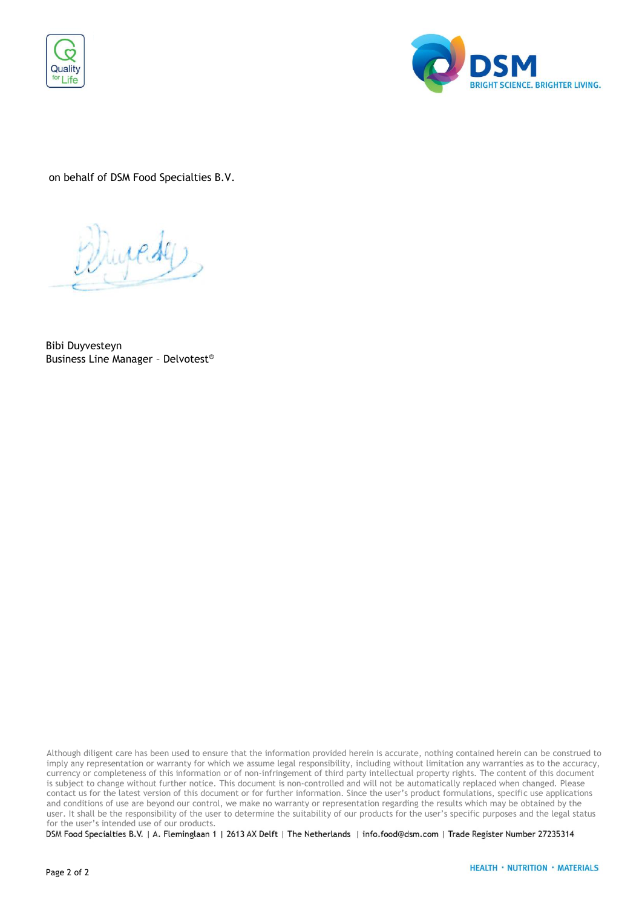on behalf of DSM Food Specialties B.V.

Bibi Duyvesteyn
Business Line Manager – Delvotest®

Although diligent care has been used to ensure that the information provided herein is accurate, nothing contained herein can be construed to imply any representation or warranty for which we assume legal responsibility, including without limitation any warranties as to the accuracy, currency or completeness of this information or of non-infringement of third party intellectual property rights. The content of this document is subject to change without further notice. This document is non-controlled and will not be automatically replaced when changed. Please contact us for the latest version of this document or for further information. Since the user's product formulations, specific use applications and conditions of use are beyond our control, we make no warranty or representation regarding the results which may be obtained by the user. It shall be the responsibility of the user to determine the suitability of our products for the user's specific purposes and the legal status for the user's intended use of our products.

DSM Food Specialties B.V. | A. Fleminglaan 1 | 2613 AX Delft | The Netherlands | info.food@dsm.com | Trade Register Number 27235314